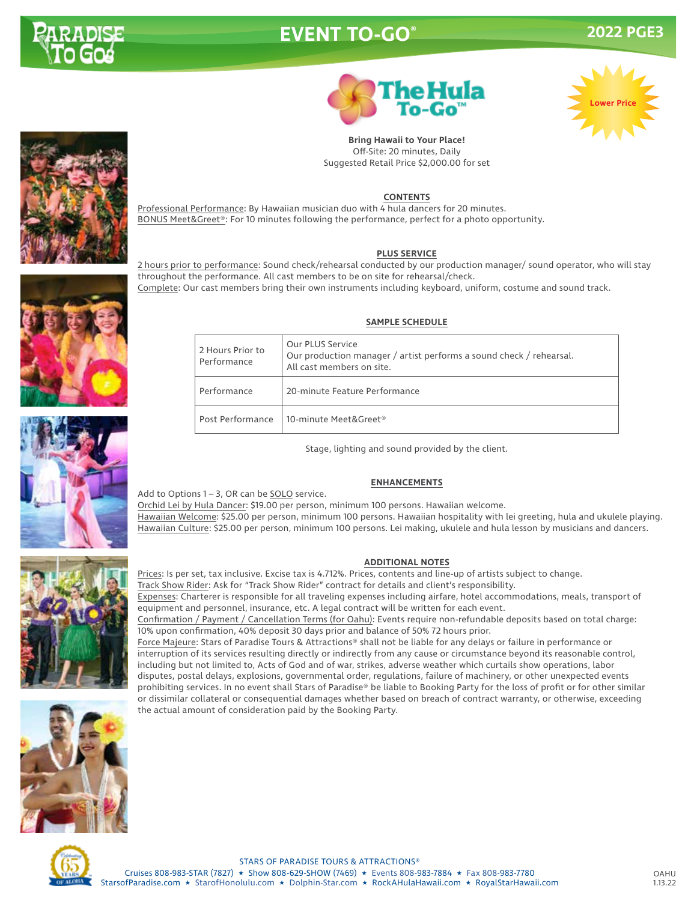# EVENT TO-GO®

# The Hula To-Go™

Lower Price

**Bring Hawaii to Your Place!**
Off-Site: 20 minutes, Daily
Suggested Retail Price $2,000.00 for set

## CONTENTS

Professional Performance: By Hawaiian musician duo with 4 hula dancers for 20 minutes.
BONUS Meet&Greet®: For 10 minutes following the performance, perfect for a photo opportunity.

## PLUS SERVICE

2 hours prior to performance: Sound check/rehearsal conducted by our production manager/ sound operator, who will stay throughout the performance. All cast members to be on site for rehearsal/check.
Complete: Our cast members bring their own instruments including keyboard, uniform, costume and sound track.

## SAMPLE SCHEDULE

| | |
|---|---|
| 2 Hours Prior to Performance | Our PLUS Service<br>Our production manager / artist performs a sound check / rehearsal.<br>All cast members on site. |
| Performance | 20-minute Feature Performance |
| Post Performance | 10-minute Meet&Greet® |

Stage, lighting and sound provided by the client.

## ENHANCEMENTS

Add to Options 1 – 3, OR can be SOLO service.
Orchid Lei by Hula Dancer: $19.00 per person, minimum 100 persons. Hawaiian welcome.
Hawaiian Welcome: $25.00 per person, minimum 100 persons. Hawaiian hospitality with lei greeting, hula and ukulele playing.
Hawaiian Culture: $25.00 per person, minimum 100 persons. Lei making, ukulele and hula lesson by musicians and dancers.

## ADDITIONAL NOTES

Prices: Is per set, tax inclusive. Excise tax is 4.712%. Prices, contents and line-up of artists subject to change.
Track Show Rider: Ask for "Track Show Rider" contract for details and client's responsibility.
Expenses: Charterer is responsible for all traveling expenses including airfare, hotel accommodations, meals, transport of equipment and personnel, insurance, etc. A legal contract will be written for each event.
Confirmation / Payment / Cancellation Terms (for Oahu): Events require non-refundable deposits based on total charge: 10% upon confirmation, 40% deposit 30 days prior and balance of 50% 72 hours prior.
Force Majeure: Stars of Paradise Tours & Attractions® shall not be liable for any delays or failure in performance or interruption of its services resulting directly or indirectly from any cause or circumstance beyond its reasonable control, including but not limited to, Acts of God and of war, strikes, adverse weather which curtails show operations, labor disputes, postal delays, explosions, governmental order, regulations, failure of machinery, or other unexpected events prohibiting services. In no event shall Stars of Paradise® be liable to Booking Party for the loss of profit or for other similar or dissimilar collateral or consequential damages whether based on breach of contract warranty, or otherwise, exceeding the actual amount of consideration paid by the Booking Party.

STARS OF PARADISE TOURS & ATTRACTIONS®
Cruises 808-983-STAR (7827) ★ Show 808-629-SHOW (7469) ★ Events 808-983-7884 ★ Fax 808-983-7780
StarsofParadise.com ★ StarofHonolulu.com ★ Dolphin-Star.com ★ RockAHulaHawaii.com ★ RoyalStarHawaii.com

OAHU
1.13.22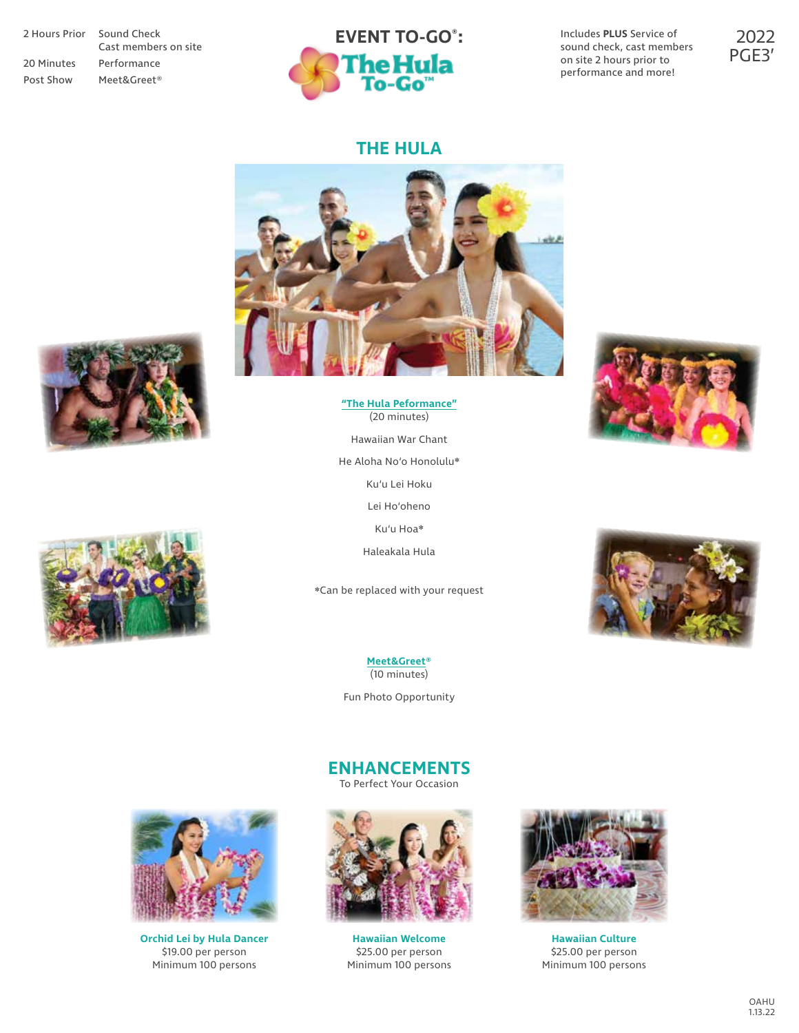| | |
|---|---|
| 2 Hours Prior | Sound Check<br>Cast members on site |
| 20 Minutes | Performance |
| Post Show | Meet&Greet® |

# EVENT TO-GO®: The Hula To-Go™

Includes **PLUS** Service of sound check, cast members on site 2 hours prior to performance and more!

2022
PGE3′

## THE HULA

**"The Hula Peformance"**
(20 minutes)

Hawaiian War Chant

He Aloha No'o Honolulu*

Ku'u Lei Hoku

Lei Ho'oheno

Ku'u Hoa*

Haleakala Hula

*Can be replaced with your request

**Meet&Greet®**
(10 minutes)

Fun Photo Opportunity

## ENHANCEMENTS

To Perfect Your Occasion

**Orchid Lei by Hula Dancer**
$19.00 per person
Minimum 100 persons

**Hawaiian Welcome**
$25.00 per person
Minimum 100 persons

**Hawaiian Culture**
$25.00 per person
Minimum 100 persons

OAHU
1.13.22